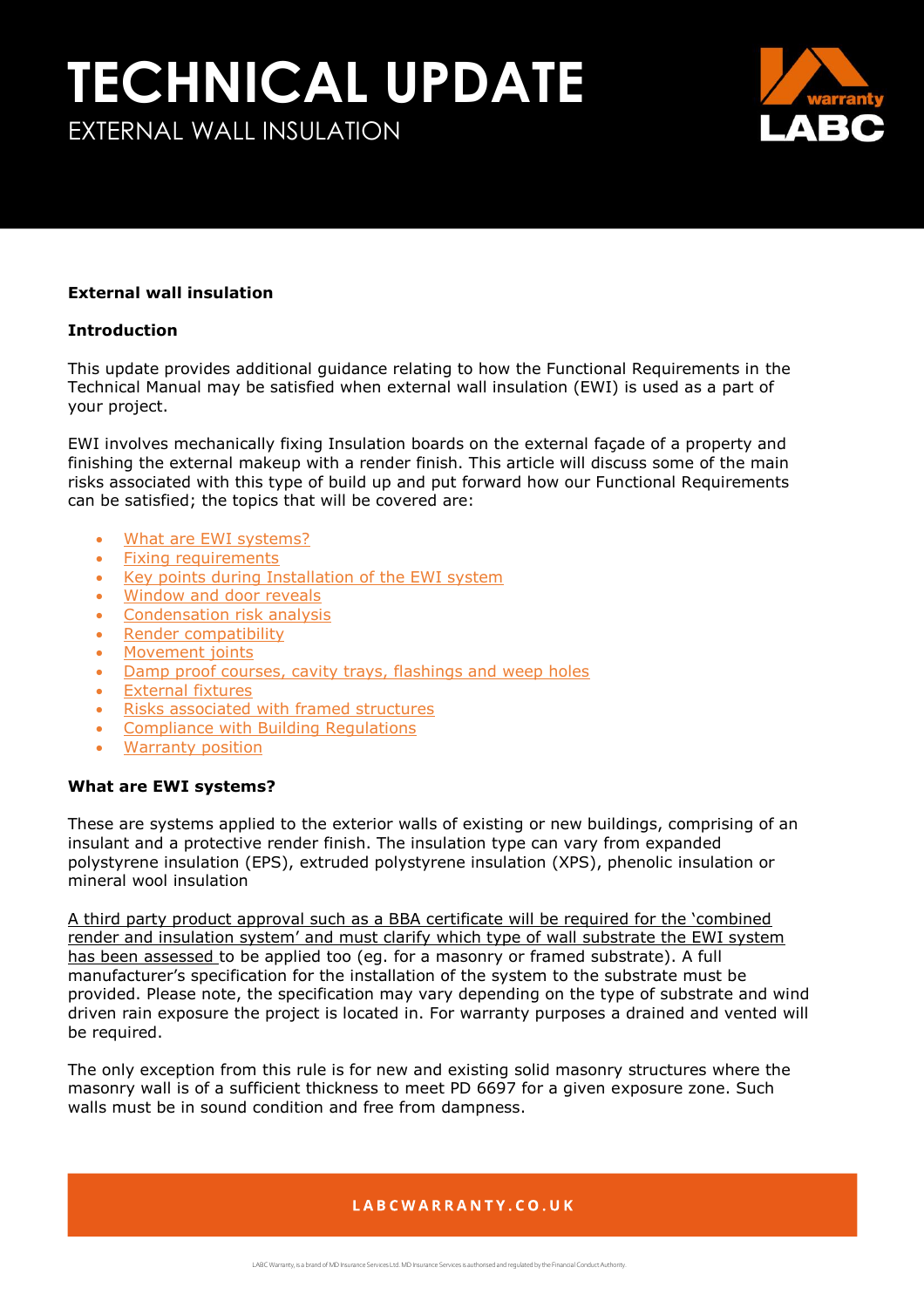# TECHNICAL UPDATE

EXTERNAL WALL INSULATION

**External wall insulation**

**Introduction**

This update provides additional guidance relating to how the Functional Requirements in the Technical Manual may be satisfied when external wall insulation (EWI) is used as a part of your project.

EWI involves mechanically fixing Insulation boards on the external façade of a property and finishing the external makeup with a render finish. This article will discuss some of the main risks associated with this type of build up and put forward how our Functional Requirements can be satisfied; the topics that will be covered are:

- What are EWI systems?
- Fixing requirements
- Key points during Installation of the EWI system
- Window and door reveals
- Condensation risk analysis
- Render compatibility
- Movement joints
- Damp proof courses, cavity trays, flashings and weep holes
- External fixtures
- Risks associated with framed structures
- Compliance with Building Regulations
- Warranty position

**What are EWI systems?**

These are systems applied to the exterior walls of existing or new buildings, comprising of an insulant and a protective render finish. The insulation type can vary from expanded polystyrene insulation (EPS), extruded polystyrene insulation (XPS), phenolic insulation or mineral wool insulation

A third party product approval such as a BBA certificate will be required for the 'combined render and insulation system' and must clarify which type of wall substrate the EWI system has been assessed to be applied too (eg. for a masonry or framed substrate). A full manufacturer's specification for the installation of the system to the substrate must be provided. Please note, the specification may vary depending on the type of substrate and wind driven rain exposure the project is located in. For warranty purposes a drained and vented will be required.

The only exception from this rule is for new and existing solid masonry structures where the masonry wall is of a sufficient thickness to meet PD 6697 for a given exposure zone. Such walls must be in sound condition and free from dampness.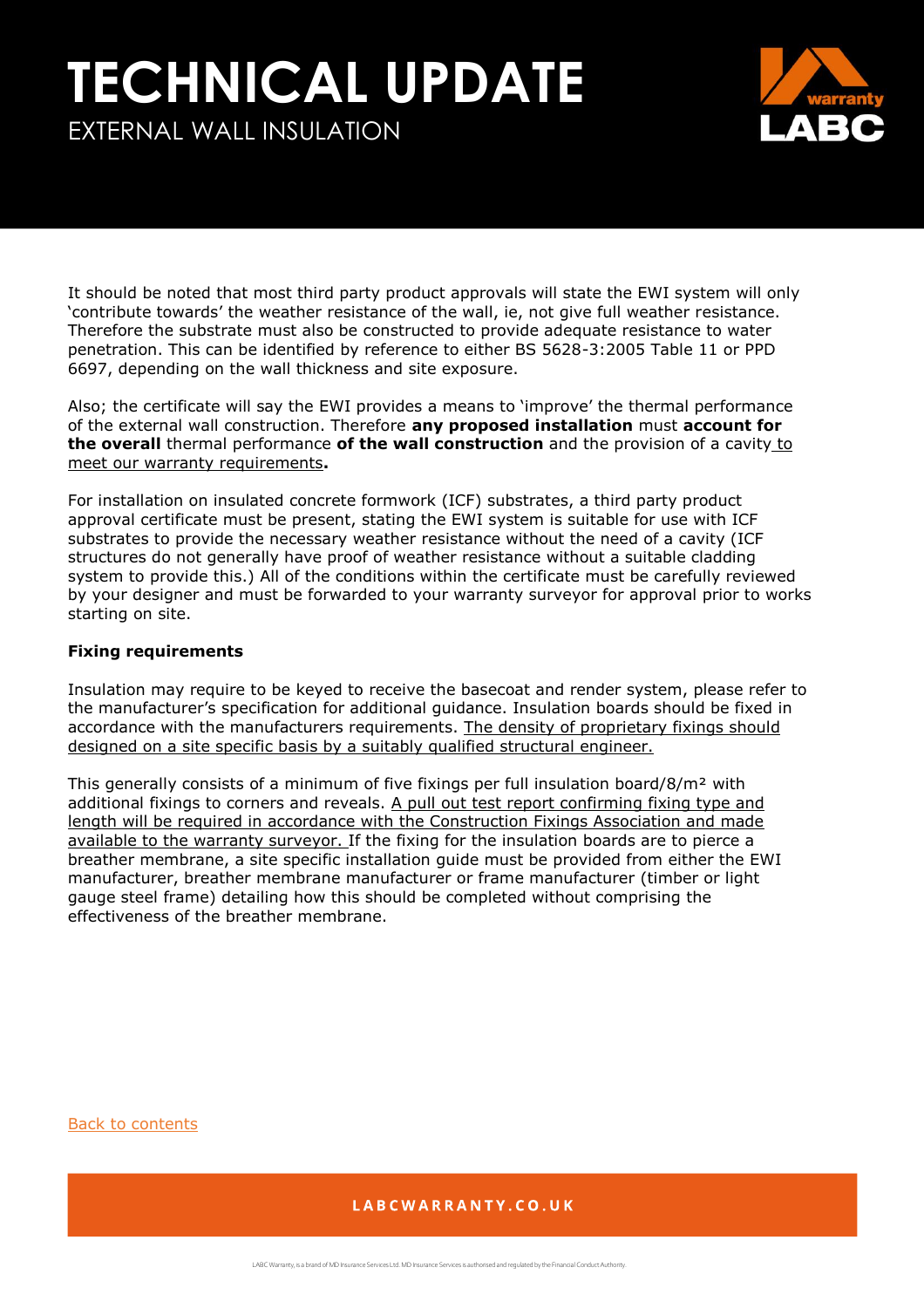# TECHNICAL UPDATE

EXTERNAL WALL INSULATION

It should be noted that most third party product approvals will state the EWI system will only 'contribute towards' the weather resistance of the wall, ie, not give full weather resistance. Therefore the substrate must also be constructed to provide adequate resistance to water penetration. This can be identified by reference to either BS 5628-3:2005 Table 11 or PPD 6697, depending on the wall thickness and site exposure.

Also; the certificate will say the EWI provides a means to 'improve' the thermal performance of the external wall construction. Therefore **any proposed installation** must **account for the overall** thermal performance **of the wall construction** and the provision of a cavity to meet our warranty requirements**.**

For installation on insulated concrete formwork (ICF) substrates, a third party product approval certificate must be present, stating the EWI system is suitable for use with ICF substrates to provide the necessary weather resistance without the need of a cavity (ICF structures do not generally have proof of weather resistance without a suitable cladding system to provide this.) All of the conditions within the certificate must be carefully reviewed by your designer and must be forwarded to your warranty surveyor for approval prior to works starting on site.

**Fixing requirements**

Insulation may require to be keyed to receive the basecoat and render system, please refer to the manufacturer's specification for additional guidance. Insulation boards should be fixed in accordance with the manufacturers requirements. The density of proprietary fixings should designed on a site specific basis by a suitably qualified structural engineer.

This generally consists of a minimum of five fixings per full insulation board/8/m² with additional fixings to corners and reveals. A pull out test report confirming fixing type and length will be required in accordance with the Construction Fixings Association and made available to the warranty surveyor. If the fixing for the insulation boards are to pierce a breather membrane, a site specific installation guide must be provided from either the EWI manufacturer, breather membrane manufacturer or frame manufacturer (timber or light gauge steel frame) detailing how this should be completed without comprising the effectiveness of the breather membrane.

Back to contents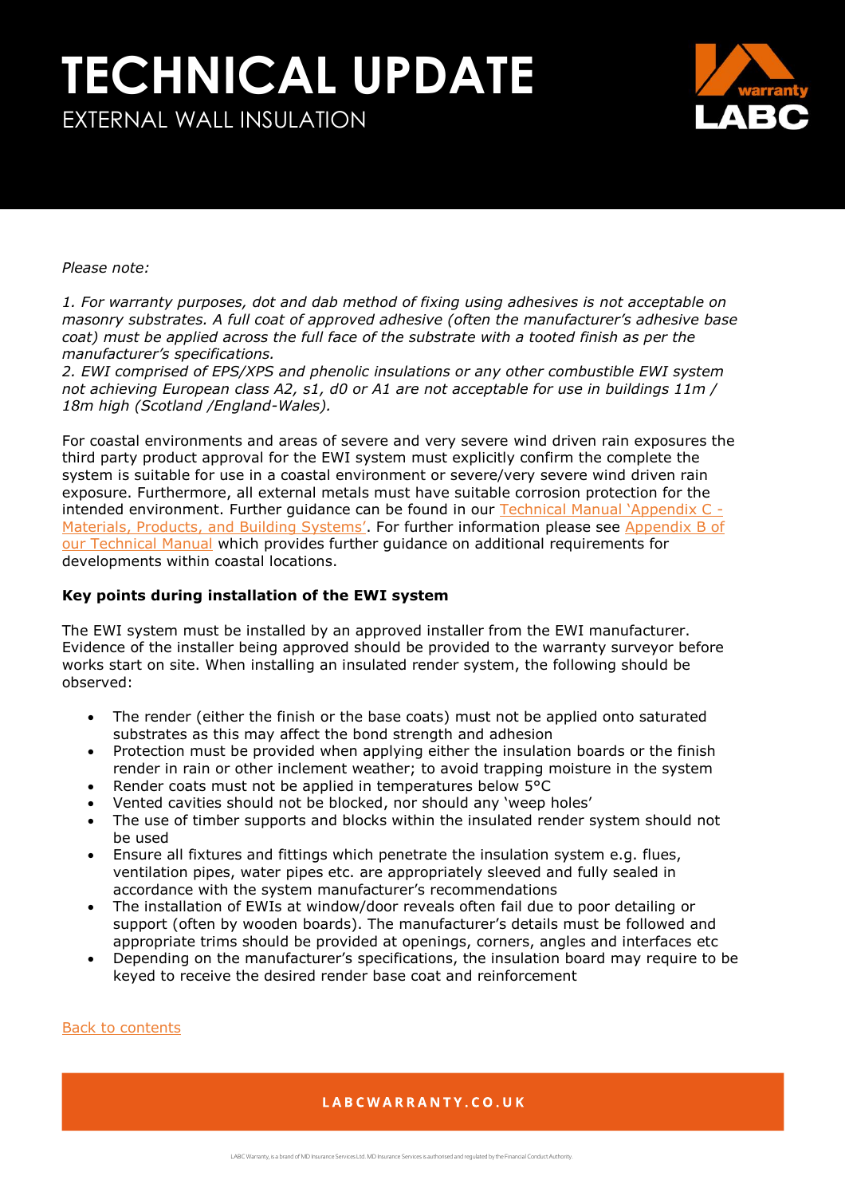# TECHNICAL UPDATE

EXTERNAL WALL INSULATION

*Please note:*

*1. For warranty purposes, dot and dab method of fixing using adhesives is not acceptable on masonry substrates. A full coat of approved adhesive (often the manufacturer's adhesive base coat) must be applied across the full face of the substrate with a tooted finish as per the manufacturer's specifications.*
*2. EWI comprised of EPS/XPS and phenolic insulations or any other combustible EWI system not achieving European class A2, s1, d0 or A1 are not acceptable for use in buildings 11m / 18m high (Scotland /England-Wales).*

For coastal environments and areas of severe and very severe wind driven rain exposures the third party product approval for the EWI system must explicitly confirm the complete the system is suitable for use in a coastal environment or severe/very severe wind driven rain exposure. Furthermore, all external metals must have suitable corrosion protection for the intended environment. Further guidance can be found in our Technical Manual 'Appendix C - Materials, Products, and Building Systems'. For further information please see Appendix B of our Technical Manual which provides further guidance on additional requirements for developments within coastal locations.

**Key points during installation of the EWI system**

The EWI system must be installed by an approved installer from the EWI manufacturer. Evidence of the installer being approved should be provided to the warranty surveyor before works start on site. When installing an insulated render system, the following should be observed:

- The render (either the finish or the base coats) must not be applied onto saturated substrates as this may affect the bond strength and adhesion
- Protection must be provided when applying either the insulation boards or the finish render in rain or other inclement weather; to avoid trapping moisture in the system
- Render coats must not be applied in temperatures below 5°C
- Vented cavities should not be blocked, nor should any 'weep holes'
- The use of timber supports and blocks within the insulated render system should not be used
- Ensure all fixtures and fittings which penetrate the insulation system e.g. flues, ventilation pipes, water pipes etc. are appropriately sleeved and fully sealed in accordance with the system manufacturer's recommendations
- The installation of EWIs at window/door reveals often fail due to poor detailing or support (often by wooden boards). The manufacturer's details must be followed and appropriate trims should be provided at openings, corners, angles and interfaces etc
- Depending on the manufacturer's specifications, the insulation board may require to be keyed to receive the desired render base coat and reinforcement

Back to contents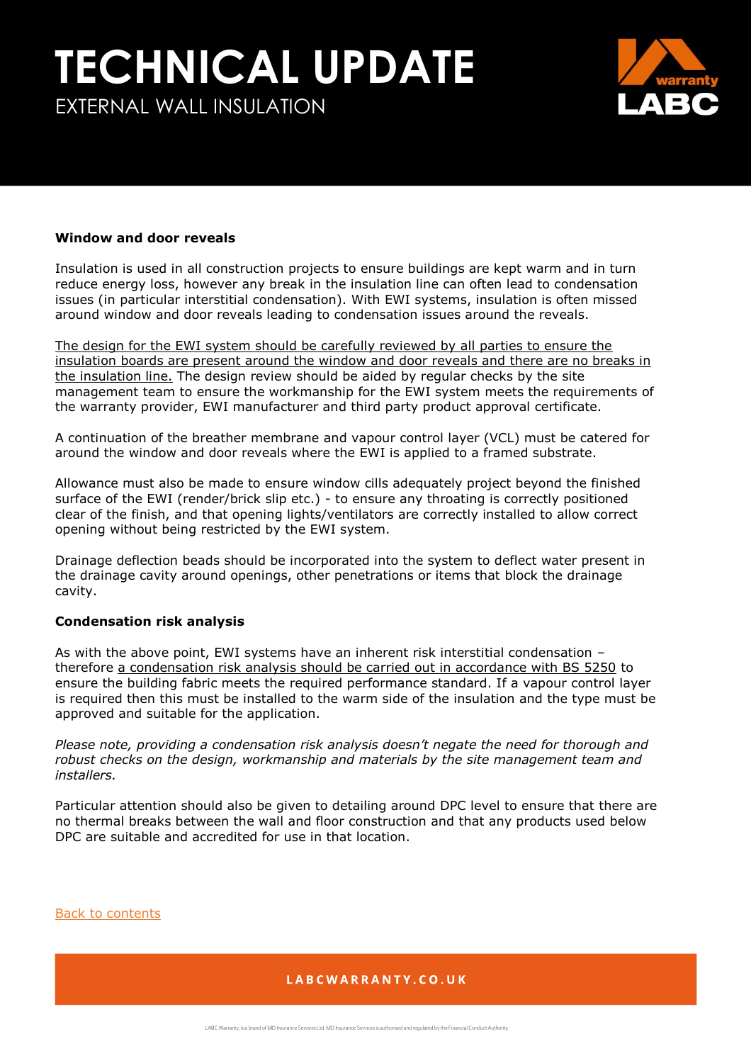# TECHNICAL UPDATE

EXTERNAL WALL INSULATION

**Window and door reveals**

Insulation is used in all construction projects to ensure buildings are kept warm and in turn reduce energy loss, however any break in the insulation line can often lead to condensation issues (in particular interstitial condensation). With EWI systems, insulation is often missed around window and door reveals leading to condensation issues around the reveals.

The design for the EWI system should be carefully reviewed by all parties to ensure the insulation boards are present around the window and door reveals and there are no breaks in the insulation line. The design review should be aided by regular checks by the site management team to ensure the workmanship for the EWI system meets the requirements of the warranty provider, EWI manufacturer and third party product approval certificate.

A continuation of the breather membrane and vapour control layer (VCL) must be catered for around the window and door reveals where the EWI is applied to a framed substrate.

Allowance must also be made to ensure window cills adequately project beyond the finished surface of the EWI (render/brick slip etc.) - to ensure any throating is correctly positioned clear of the finish, and that opening lights/ventilators are correctly installed to allow correct opening without being restricted by the EWI system.

Drainage deflection beads should be incorporated into the system to deflect water present in the drainage cavity around openings, other penetrations or items that block the drainage cavity.

**Condensation risk analysis**

As with the above point, EWI systems have an inherent risk interstitial condensation – therefore a condensation risk analysis should be carried out in accordance with BS 5250 to ensure the building fabric meets the required performance standard. If a vapour control layer is required then this must be installed to the warm side of the insulation and the type must be approved and suitable for the application.

*Please note, providing a condensation risk analysis doesn't negate the need for thorough and robust checks on the design, workmanship and materials by the site management team and installers.*

Particular attention should also be given to detailing around DPC level to ensure that there are no thermal breaks between the wall and floor construction and that any products used below DPC are suitable and accredited for use in that location.

Back to contents

LABCWARRANTY.CO.UK

LABC Warranty, is a brand of MD Insurance Services Ltd. MD Insurance Services is authorised and regulated by the Financial Conduct Authority.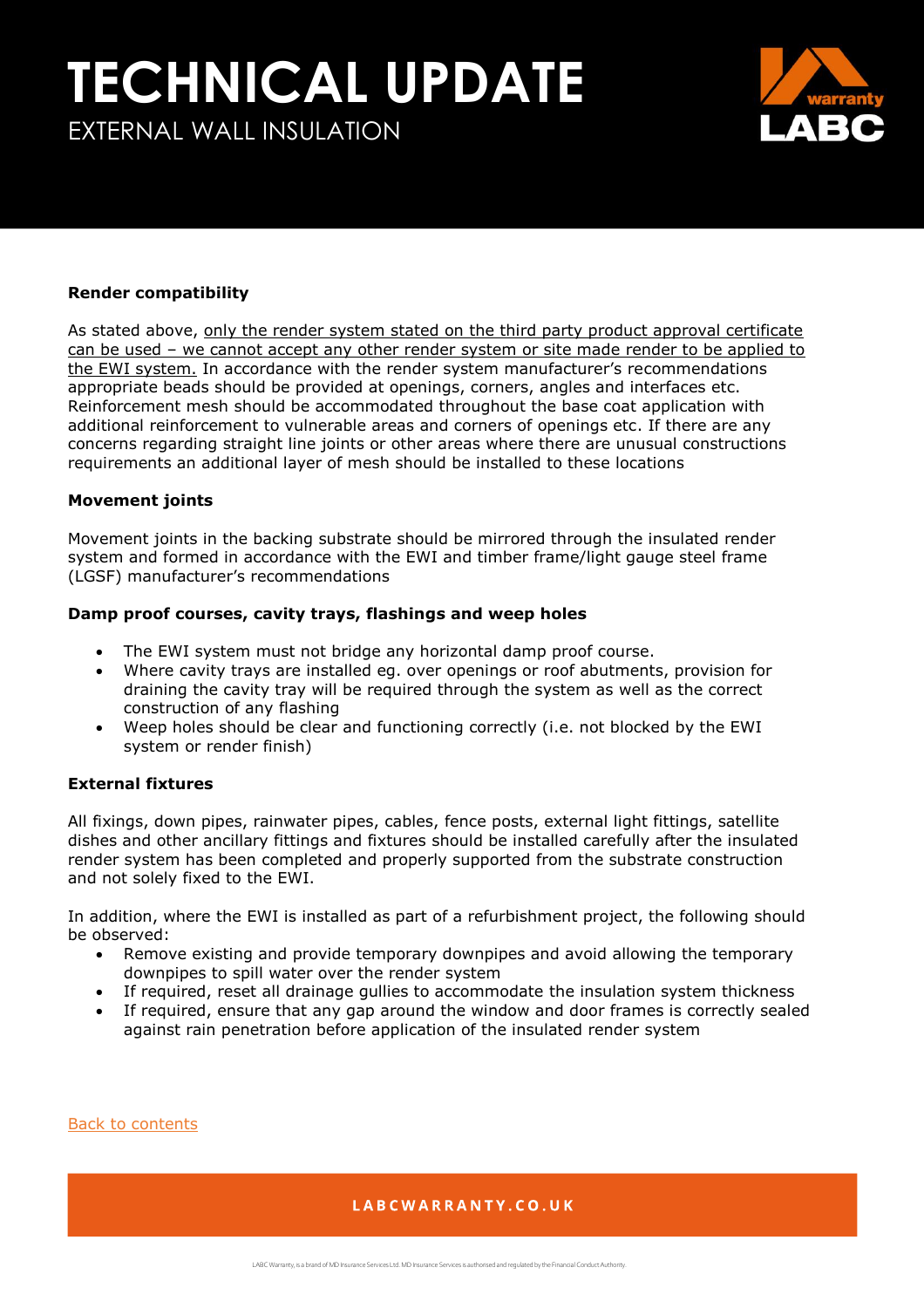# TECHNICAL UPDATE

EXTERNAL WALL INSULATION

**Render compatibility**

As stated above, only the render system stated on the third party product approval certificate can be used – we cannot accept any other render system or site made render to be applied to the EWI system. In accordance with the render system manufacturer's recommendations appropriate beads should be provided at openings, corners, angles and interfaces etc. Reinforcement mesh should be accommodated throughout the base coat application with additional reinforcement to vulnerable areas and corners of openings etc. If there are any concerns regarding straight line joints or other areas where there are unusual constructions requirements an additional layer of mesh should be installed to these locations

**Movement joints**

Movement joints in the backing substrate should be mirrored through the insulated render system and formed in accordance with the EWI and timber frame/light gauge steel frame (LGSF) manufacturer's recommendations

**Damp proof courses, cavity trays, flashings and weep holes**

- The EWI system must not bridge any horizontal damp proof course.
- Where cavity trays are installed eg. over openings or roof abutments, provision for draining the cavity tray will be required through the system as well as the correct construction of any flashing
- Weep holes should be clear and functioning correctly (i.e. not blocked by the EWI system or render finish)

**External fixtures**

All fixings, down pipes, rainwater pipes, cables, fence posts, external light fittings, satellite dishes and other ancillary fittings and fixtures should be installed carefully after the insulated render system has been completed and properly supported from the substrate construction and not solely fixed to the EWI.

In addition, where the EWI is installed as part of a refurbishment project, the following should be observed:

- Remove existing and provide temporary downpipes and avoid allowing the temporary downpipes to spill water over the render system
- If required, reset all drainage gullies to accommodate the insulation system thickness
- If required, ensure that any gap around the window and door frames is correctly sealed against rain penetration before application of the insulated render system

Back to contents

LABCWARRANTY.CO.UK

LABC Warranty, is a brand of MD Insurance Services Ltd. MD Insurance Services is authorised and regulated by the Financial Conduct Authority.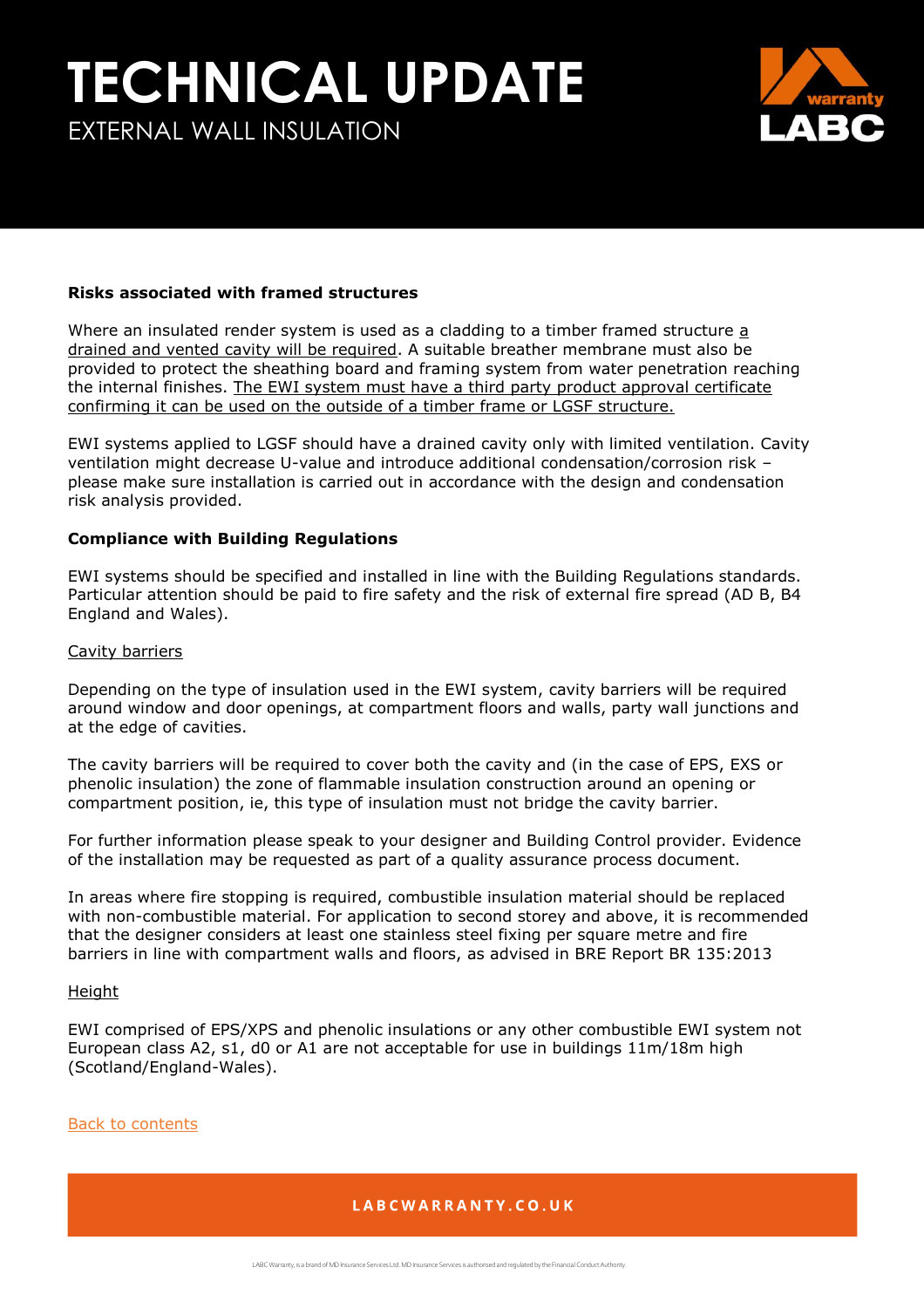# TECHNICAL UPDATE

EXTERNAL WALL INSULATION

**Risks associated with framed structures**

Where an insulated render system is used as a cladding to a timber framed structure a drained and vented cavity will be required. A suitable breather membrane must also be provided to protect the sheathing board and framing system from water penetration reaching the internal finishes. The EWI system must have a third party product approval certificate confirming it can be used on the outside of a timber frame or LGSF structure.

EWI systems applied to LGSF should have a drained cavity only with limited ventilation. Cavity ventilation might decrease U-value and introduce additional condensation/corrosion risk – please make sure installation is carried out in accordance with the design and condensation risk analysis provided.

**Compliance with Building Regulations**

EWI systems should be specified and installed in line with the Building Regulations standards. Particular attention should be paid to fire safety and the risk of external fire spread (AD B, B4 England and Wales).

Cavity barriers

Depending on the type of insulation used in the EWI system, cavity barriers will be required around window and door openings, at compartment floors and walls, party wall junctions and at the edge of cavities.

The cavity barriers will be required to cover both the cavity and (in the case of EPS, EXS or phenolic insulation) the zone of flammable insulation construction around an opening or compartment position, ie, this type of insulation must not bridge the cavity barrier.

For further information please speak to your designer and Building Control provider. Evidence of the installation may be requested as part of a quality assurance process document.

In areas where fire stopping is required, combustible insulation material should be replaced with non-combustible material. For application to second storey and above, it is recommended that the designer considers at least one stainless steel fixing per square metre and fire barriers in line with compartment walls and floors, as advised in BRE Report BR 135:2013

Height

EWI comprised of EPS/XPS and phenolic insulations or any other combustible EWI system not European class A2, s1, d0 or A1 are not acceptable for use in buildings 11m/18m high (Scotland/England-Wales).

Back to contents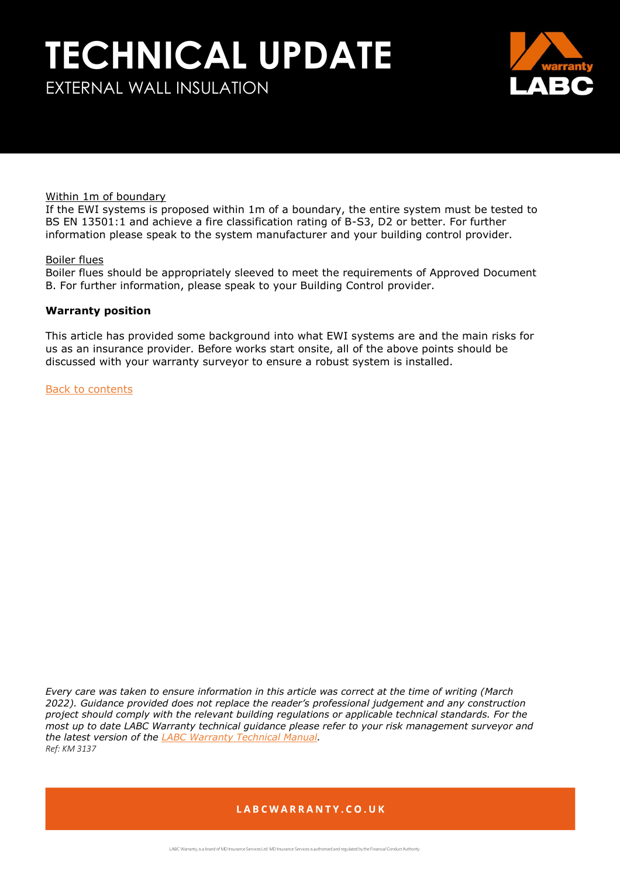# TECHNICAL UPDATE

EXTERNAL WALL INSULATION

Within 1m of boundary

If the EWI systems is proposed within 1m of a boundary, the entire system must be tested to BS EN 13501:1 and achieve a fire classification rating of B-S3, D2 or better. For further information please speak to the system manufacturer and your building control provider.

Boiler flues

Boiler flues should be appropriately sleeved to meet the requirements of Approved Document B. For further information, please speak to your Building Control provider.

**Warranty position**

This article has provided some background into what EWI systems are and the main risks for us as an insurance provider. Before works start onsite, all of the above points should be discussed with your warranty surveyor to ensure a robust system is installed.

Back to contents

*Every care was taken to ensure information in this article was correct at the time of writing (March 2022). Guidance provided does not replace the reader's professional judgement and any construction project should comply with the relevant building regulations or applicable technical standards. For the most up to date LABC Warranty technical guidance please refer to your risk management surveyor and the latest version of the LABC Warranty Technical Manual.*
*Ref: KM 3137*

LABCWARRANTY.CO.UK

LABC Warranty, is a brand of MD Insurance Services Ltd. MD Insurance Services is authorised and regulated by the Financial Conduct Authority.